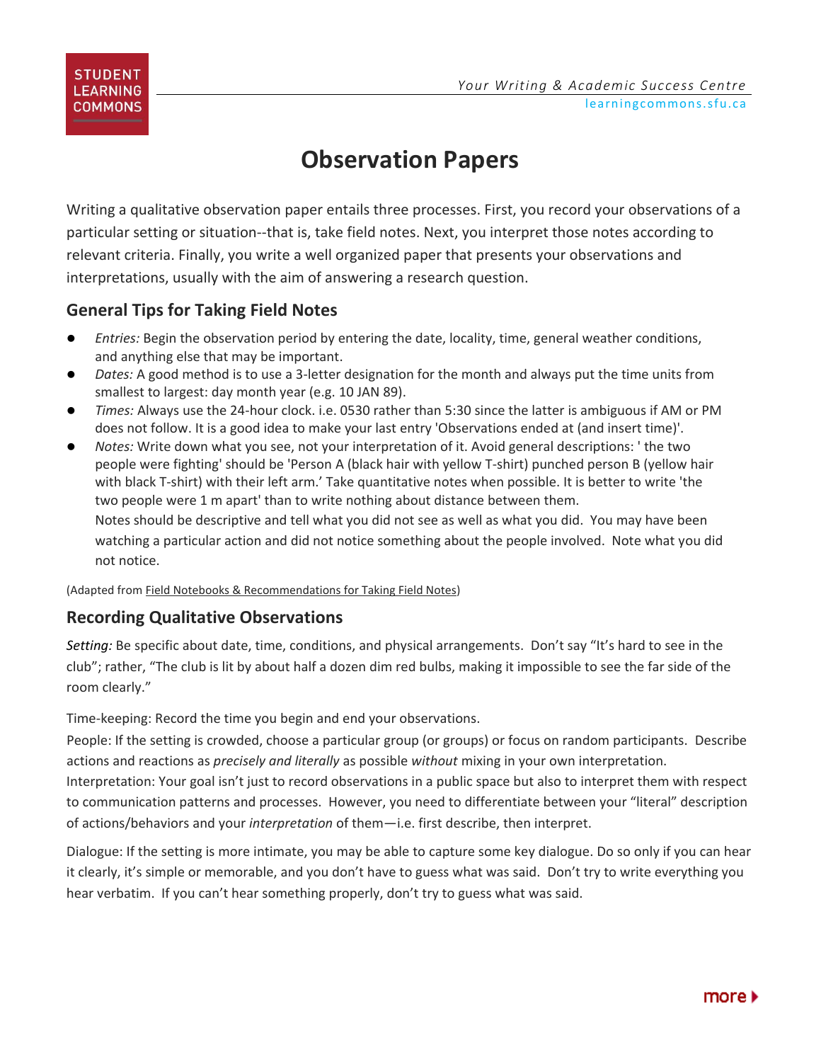# Observation Papers

Writing a qualitative observation paper entails three processes. First, you record your observations of a particular setting or situation--that is, take field notes. Next, you interpret those notes according to relevant criteria. Finally, you write a well organized paper that presents your observations and interpretations, usually with the aim of answering a research question.

## General Tips for Taking Field Notes

- *Entries:* Begin the observation period by entering the date, locality, time, general weather conditions, and anything else that may be important.
- *Dates:* A good method is to use a 3-letter designation for the month and always put the time units from smallest to largest: day month year (e.g. 10 JAN 89).
- *Times:* Always use the 24-hour clock. i.e. 0530 rather than 5:30 since the latter is ambiguous if AM or PM does not follow. It is a good idea to make your last entry 'Observations ended at (and insert time)'.
- *Notes:* Write down what you see, not your interpretation of it. Avoid general descriptions: ' the two people were fighting' should be 'Person A (black hair with yellow T-shirt) punched person B (yellow hair with black T-shirt) with their left arm.' Take quantitative notes when possible. It is better to write 'the two people were 1 m apart' than to write nothing about distance between them.

  Notes should be descriptive and tell what you did not see as well as what you did. You may have been watching a particular action and did not notice something about the people involved. Note what you did not notice.

(Adapted from Field Notebooks & Recommendations for Taking Field Notes)

## Recording Qualitative Observations

*Setting:* Be specific about date, time, conditions, and physical arrangements. Don't say "It's hard to see in the club"; rather, "The club is lit by about half a dozen dim red bulbs, making it impossible to see the far side of the room clearly."

Time-keeping: Record the time you begin and end your observations.

People: If the setting is crowded, choose a particular group (or groups) or focus on random participants. Describe actions and reactions as *precisely and literally* as possible *without* mixing in your own interpretation.

Interpretation: Your goal isn't just to record observations in a public space but also to interpret them with respect to communication patterns and processes. However, you need to differentiate between your "literal" description of actions/behaviors and your *interpretation* of them—i.e. first describe, then interpret.

Dialogue: If the setting is more intimate, you may be able to capture some key dialogue. Do so only if you can hear it clearly, it's simple or memorable, and you don't have to guess what was said. Don't try to write everything you hear verbatim. If you can't hear something properly, don't try to guess what was said.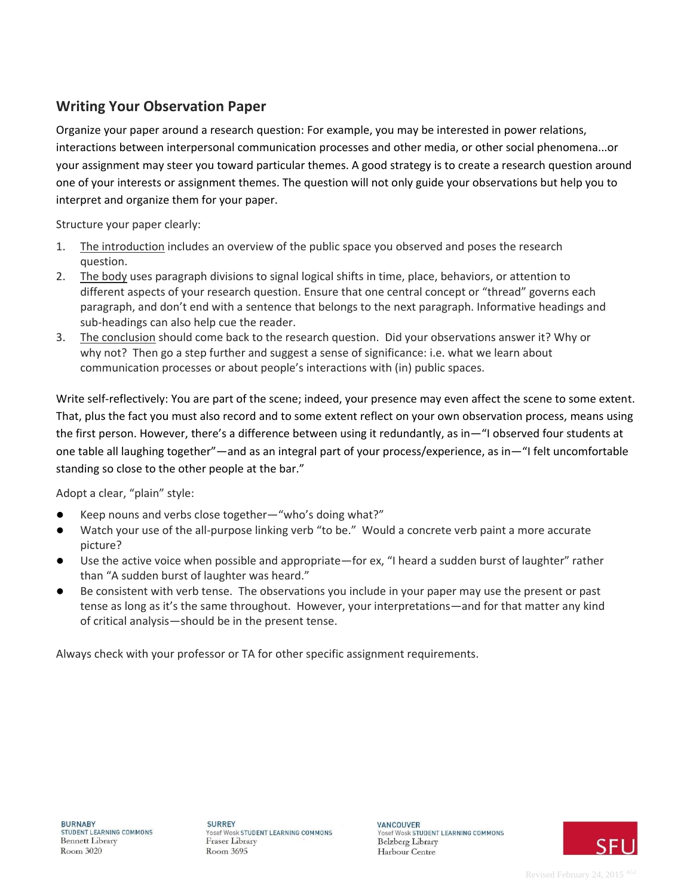## Writing Your Observation Paper

Organize your paper around a research question: For example, you may be interested in power relations, interactions between interpersonal communication processes and other media, or other social phenomena...or your assignment may steer you toward particular themes. A good strategy is to create a research question around one of your interests or assignment themes. The question will not only guide your observations but help you to interpret and organize them for your paper.

Structure your paper clearly:

1. <u>The introduction</u> includes an overview of the public space you observed and poses the research question.
2. <u>The body</u> uses paragraph divisions to signal logical shifts in time, place, behaviors, or attention to different aspects of your research question. Ensure that one central concept or "thread" governs each paragraph, and don't end with a sentence that belongs to the next paragraph. Informative headings and sub-headings can also help cue the reader.
3. <u>The conclusion</u> should come back to the research question. Did your observations answer it? Why or why not? Then go a step further and suggest a sense of significance: i.e. what we learn about communication processes or about people's interactions with (in) public spaces.

Write self-reflectively: You are part of the scene; indeed, your presence may even affect the scene to some extent. That, plus the fact you must also record and to some extent reflect on your own observation process, means using the first person. However, there's a difference between using it redundantly, as in—"I observed four students at one table all laughing together"—and as an integral part of your process/experience, as in—"I felt uncomfortable standing so close to the other people at the bar."

Adopt a clear, "plain" style:

- Keep nouns and verbs close together—"who's doing what?"
- Watch your use of the all-purpose linking verb "to be." Would a concrete verb paint a more accurate picture?
- Use the active voice when possible and appropriate—for ex, "I heard a sudden burst of laughter" rather than "A sudden burst of laughter was heard."
- Be consistent with verb tense. The observations you include in your paper may use the present or past tense as long as it's the same throughout. However, your interpretations—and for that matter any kind of critical analysis—should be in the present tense.

Always check with your professor or TA for other specific assignment requirements.